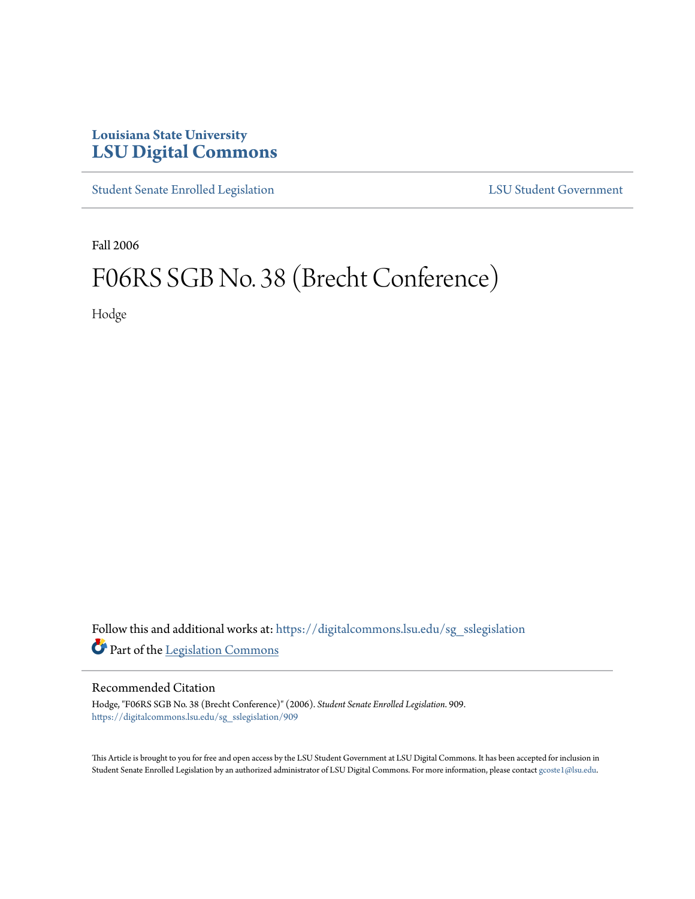Louisiana State University
# LSU Digital Commons

Student Senate Enrolled Legislation | LSU Student Government

Fall 2006

# F06RS SGB No. 38 (Brecht Conference)

Hodge

Follow this and additional works at: https://digitalcommons.lsu.edu/sg_sslegislation

Part of the Legislation Commons

## Recommended Citation

Hodge, "F06RS SGB No. 38 (Brecht Conference)" (2006). *Student Senate Enrolled Legislation*. 909.
https://digitalcommons.lsu.edu/sg_sslegislation/909

This Article is brought to you for free and open access by the LSU Student Government at LSU Digital Commons. It has been accepted for inclusion in Student Senate Enrolled Legislation by an authorized administrator of LSU Digital Commons. For more information, please contact gcoste1@lsu.edu.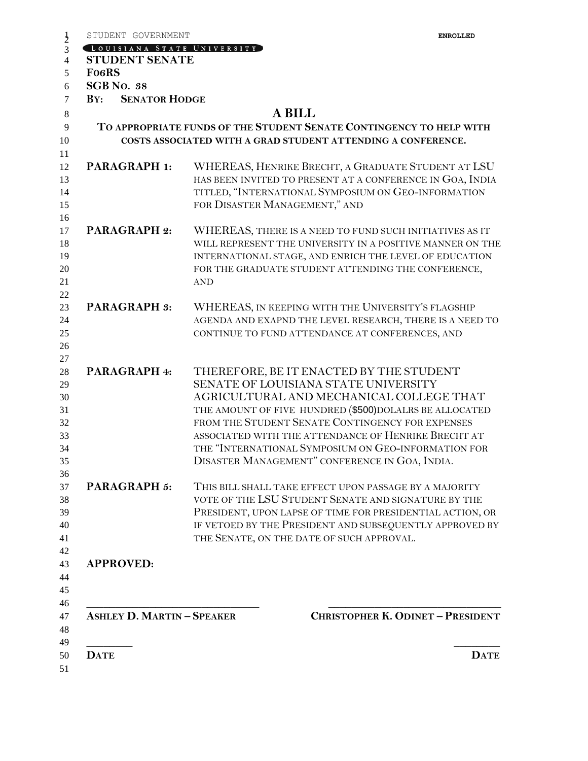STUDENT GOVERNMENT **ENROLLED**

LOUISIANA STATE UNIVERSITY

**STUDENT SENATE**
**F06RS**
**SGB NO. 38**
**BY: SENATOR HODGE**

# A BILL

**TO APPROPRIATE FUNDS OF THE STUDENT SENATE CONTINGENCY TO HELP WITH COSTS ASSOCIATED WITH A GRAD STUDENT ATTENDING A CONFERENCE.**

**PARAGRAPH 1:** WHEREAS, HENRIKE BRECHT, A GRADUATE STUDENT AT LSU HAS BEEN INVITED TO PRESENT AT A CONFERENCE IN GOA, INDIA TITLED, "INTERNATIONAL SYMPOSIUM ON GEO-INFORMATION FOR DISASTER MANAGEMENT," AND

**PARAGRAPH 2:** WHEREAS, THERE IS A NEED TO FUND SUCH INITIATIVES AS IT WILL REPRESENT THE UNIVERSITY IN A POSITIVE MANNER ON THE INTERNATIONAL STAGE, AND ENRICH THE LEVEL OF EDUCATION FOR THE GRADUATE STUDENT ATTENDING THE CONFERENCE, AND

**PARAGRAPH 3:** WHEREAS, IN KEEPING WITH THE UNIVERSITY'S FLAGSHIP AGENDA AND EXAPND THE LEVEL RESEARCH, THERE IS A NEED TO CONTINUE TO FUND ATTENDANCE AT CONFERENCES, AND

**PARAGRAPH 4:** THEREFORE, BE IT ENACTED BY THE STUDENT SENATE OF LOUISIANA STATE UNIVERSITY AGRICULTURAL AND MECHANICAL COLLEGE THAT THE AMOUNT OF FIVE HUNDRED ($500)DOLALRS BE ALLOCATED FROM THE STUDENT SENATE CONTINGENCY FOR EXPENSES ASSOCIATED WITH THE ATTENDANCE OF HENRIKE BRECHT AT THE "INTERNATIONAL SYMPOSIUM ON GEO-INFORMATION FOR DISASTER MANAGEMENT" CONFERENCE IN GOA, INDIA.

**PARAGRAPH 5:** THIS BILL SHALL TAKE EFFECT UPON PASSAGE BY A MAJORITY VOTE OF THE LSU STUDENT SENATE AND SIGNATURE BY THE PRESIDENT, UPON LAPSE OF TIME FOR PRESIDENTIAL ACTION, OR IF VETOED BY THE PRESIDENT AND SUBSEQUENTLY APPROVED BY THE SENATE, ON THE DATE OF SUCH APPROVAL.

**APPROVED:**

______________________________ ______________________________

**ASHLEY D. MARTIN – SPEAKER** **CHRISTOPHER K. ODINET – PRESIDENT**

________ ________

**DATE** **DATE**